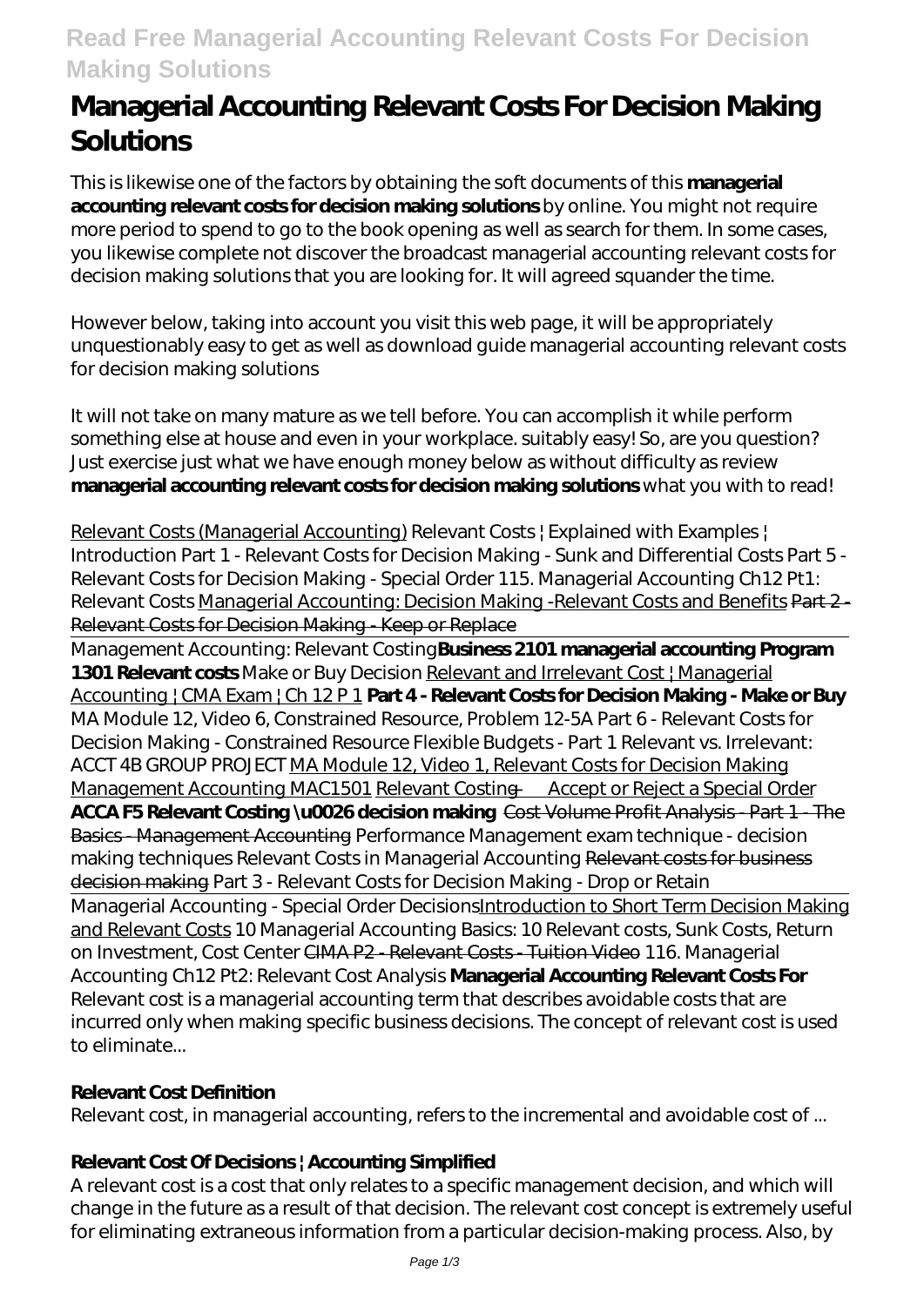# Managerial Accounting Relevant Costs For Decision Making Solutions

This is likewise one of the factors by obtaining the soft documents of this **managerial accounting relevant costs for decision making solutions** by online. You might not require more period to spend to go to the book opening as well as search for them. In some cases, you likewise complete not discover the broadcast managerial accounting relevant costs for decision making solutions that you are looking for. It will agreed squander the time.

However below, taking into account you visit this web page, it will be appropriately unquestionably easy to get as well as download guide managerial accounting relevant costs for decision making solutions

It will not take on many mature as we tell before. You can accomplish it while perform something else at house and even in your workplace. suitably easy! So, are you question? Just exercise just what we have enough money below as without difficulty as review **managerial accounting relevant costs for decision making solutions** what you with to read!

Relevant Costs (Managerial Accounting) *Relevant Costs | Explained with Examples | Introduction* *Part 1 - Relevant Costs for Decision Making - Sunk and Differential Costs* *Part 5 - Relevant Costs for Decision Making - Special Order* *115. Managerial Accounting Ch12 Pt1: Relevant Costs* Managerial Accounting: Decision Making -Relevant Costs and Benefits ~~Part 2 - Relevant Costs for Decision Making - Keep or Replace~~

Management Accounting: Relevant Costing **Business 2101 managerial accounting Program 1301 Relevant costs** *Make or Buy Decision* Relevant and Irrelevant Cost | Managerial Accounting | CMA Exam | Ch 12 P 1 **Part 4 - Relevant Costs for Decision Making - Make or Buy** *MA Module 12, Video 6, Constrained Resource, Problem 12-5A* *Part 6 - Relevant Costs for Decision Making - Constrained Resource* *Flexible Budgets - Part 1* *Relevant vs. Irrelevant: ACCT 4B GROUP PROJECT* MA Module 12, Video 1, Relevant Costs for Decision Making Management Accounting MAC1501 Relevant Costing — Accept or Reject a Special Order **ACCA F5 Relevant Costing \u0026 decision making** ~~Cost Volume Profit Analysis - Part 1 - The Basics - Management Accounting~~ *Performance Management exam technique - decision making techniques* *Relevant Costs in Managerial Accounting* ~~Relevant costs for business decision making~~ *Part 3 - Relevant Costs for Decision Making - Drop or Retain*

Managerial Accounting - Special Order Decisions Introduction to Short Term Decision Making and Relevant Costs *10 Managerial Accounting Basics: 10 Relevant costs, Sunk Costs, Return on Investment, Cost Center* ~~CIMA P2 - Relevant Costs - Tuition Video~~ *116. Managerial Accounting Ch12 Pt2: Relevant Cost Analysis* **Managerial Accounting Relevant Costs For**

Relevant cost is a managerial accounting term that describes avoidable costs that are incurred only when making specific business decisions. The concept of relevant cost is used to eliminate...

### Relevant Cost Definition

Relevant cost, in managerial accounting, refers to the incremental and avoidable cost of ...

### Relevant Cost Of Decisions | Accounting Simplified

A relevant cost is a cost that only relates to a specific management decision, and which will change in the future as a result of that decision. The relevant cost concept is extremely useful for eliminating extraneous information from a particular decision-making process. Also, by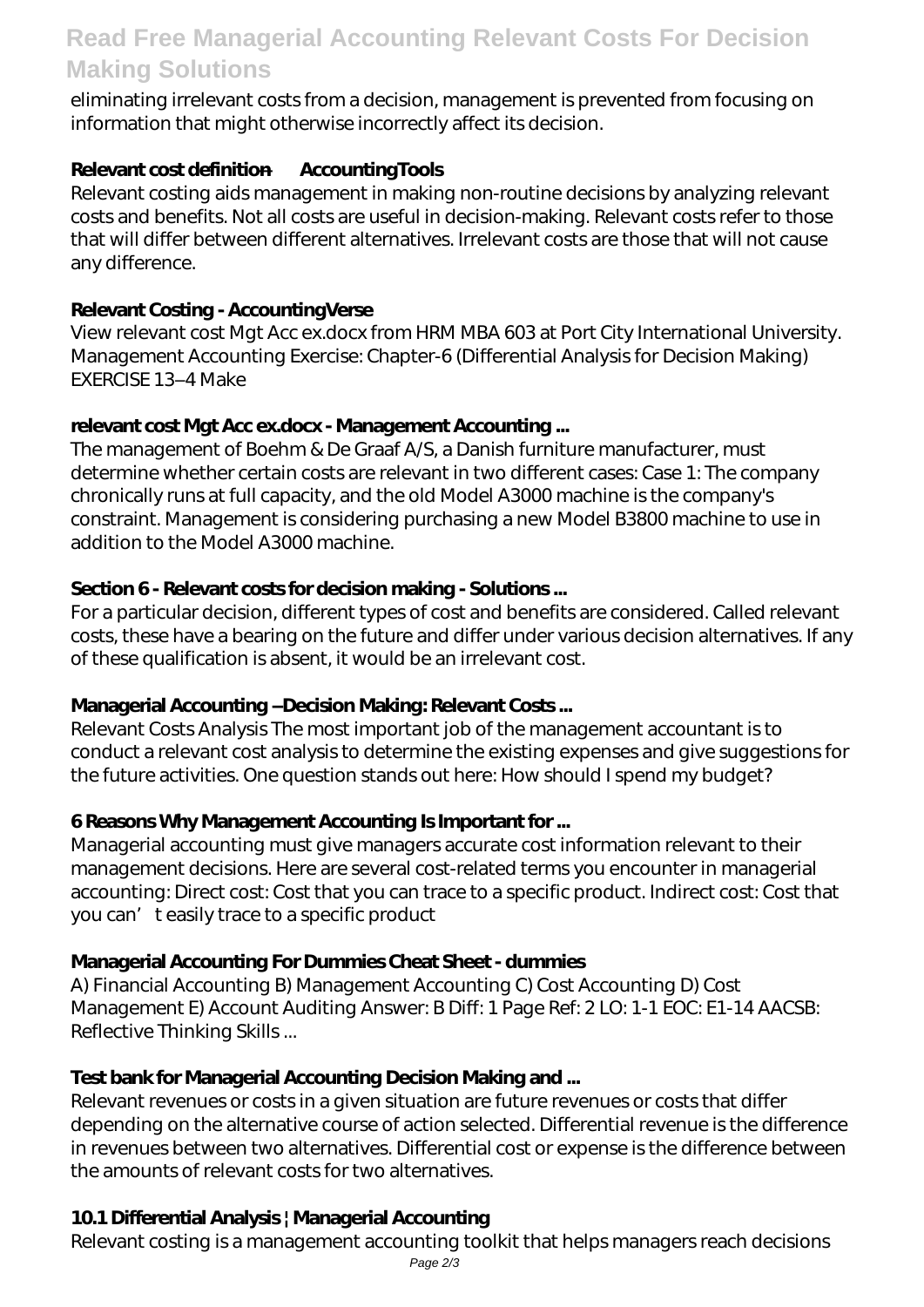eliminating irrelevant costs from a decision, management is prevented from focusing on information that might otherwise incorrectly affect its decision.

### Relevant cost definition — AccountingTools

Relevant costing aids management in making non-routine decisions by analyzing relevant costs and benefits. Not all costs are useful in decision-making. Relevant costs refer to those that will differ between different alternatives. Irrelevant costs are those that will not cause any difference.

### Relevant Costing - AccountingVerse

View relevant cost Mgt Acc ex.docx from HRM MBA 603 at Port City International University. Management Accounting Exercise: Chapter-6 (Differential Analysis for Decision Making) EXERCISE 13–4 Make

### relevant cost Mgt Acc ex.docx - Management Accounting ...

The management of Boehm & De Graaf A/S, a Danish furniture manufacturer, must determine whether certain costs are relevant in two different cases: Case 1: The company chronically runs at full capacity, and the old Model A3000 machine is the company's constraint. Management is considering purchasing a new Model B3800 machine to use in addition to the Model A3000 machine.

### Section 6 - Relevant costs for decision making - Solutions ...

For a particular decision, different types of cost and benefits are considered. Called relevant costs, these have a bearing on the future and differ under various decision alternatives. If any of these qualification is absent, it would be an irrelevant cost.

### Managerial Accounting –Decision Making: Relevant Costs ...

Relevant Costs Analysis The most important job of the management accountant is to conduct a relevant cost analysis to determine the existing expenses and give suggestions for the future activities. One question stands out here: How should I spend my budget?

### 6 Reasons Why Management Accounting Is Important for ...

Managerial accounting must give managers accurate cost information relevant to their management decisions. Here are several cost-related terms you encounter in managerial accounting: Direct cost: Cost that you can trace to a specific product. Indirect cost: Cost that you can't easily trace to a specific product

### Managerial Accounting For Dummies Cheat Sheet - dummies

A) Financial Accounting B) Management Accounting C) Cost Accounting D) Cost Management E) Account Auditing Answer: B Diff: 1 Page Ref: 2 LO: 1-1 EOC: E1-14 AACSB: Reflective Thinking Skills ...

### Test bank for Managerial Accounting Decision Making and ...

Relevant revenues or costs in a given situation are future revenues or costs that differ depending on the alternative course of action selected. Differential revenue is the difference in revenues between two alternatives. Differential cost or expense is the difference between the amounts of relevant costs for two alternatives.

### 10.1 Differential Analysis | Managerial Accounting

Relevant costing is a management accounting toolkit that helps managers reach decisions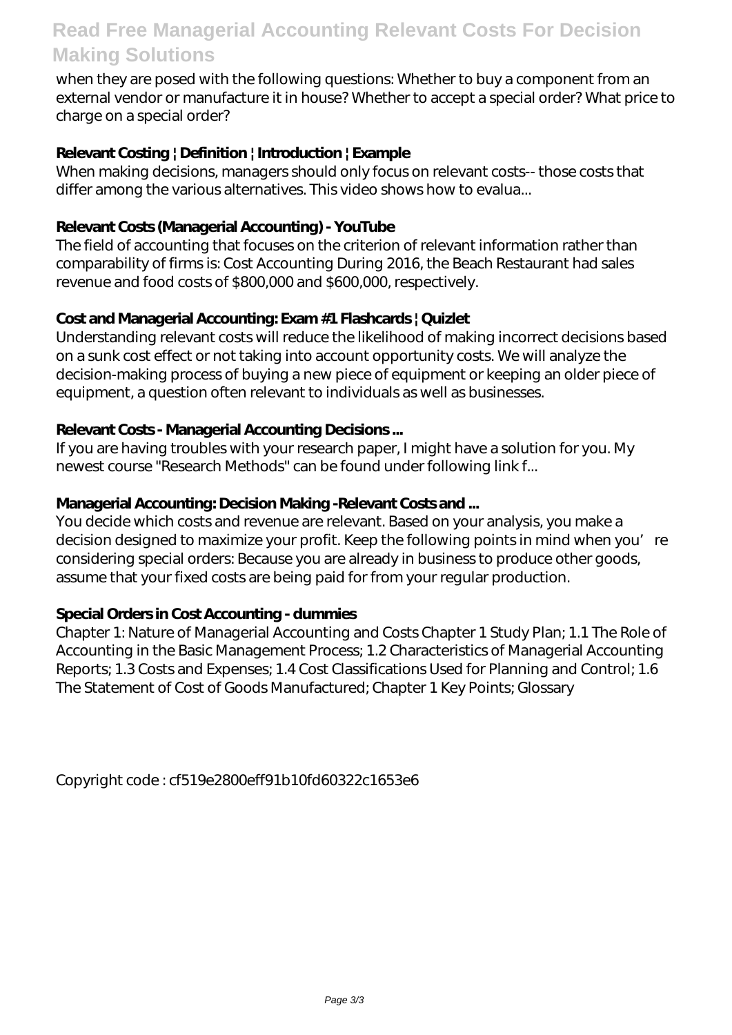when they are posed with the following questions: Whether to buy a component from an external vendor or manufacture it in house? Whether to accept a special order? What price to charge on a special order?

**Relevant Costing | Definition | Introduction | Example**

When making decisions, managers should only focus on relevant costs-- those costs that differ among the various alternatives. This video shows how to evalua...

**Relevant Costs (Managerial Accounting) - YouTube**

The field of accounting that focuses on the criterion of relevant information rather than comparability of firms is: Cost Accounting During 2016, the Beach Restaurant had sales revenue and food costs of $800,000 and $600,000, respectively.

**Cost and Managerial Accounting: Exam #1 Flashcards | Quizlet**

Understanding relevant costs will reduce the likelihood of making incorrect decisions based on a sunk cost effect or not taking into account opportunity costs. We will analyze the decision-making process of buying a new piece of equipment or keeping an older piece of equipment, a question often relevant to individuals as well as businesses.

**Relevant Costs - Managerial Accounting Decisions ...**

If you are having troubles with your research paper, I might have a solution for you. My newest course "Research Methods" can be found under following link f...

**Managerial Accounting: Decision Making -Relevant Costs and ...**

You decide which costs and revenue are relevant. Based on your analysis, you make a decision designed to maximize your profit. Keep the following points in mind when you're considering special orders: Because you are already in business to produce other goods, assume that your fixed costs are being paid for from your regular production.

**Special Orders in Cost Accounting - dummies**

Chapter 1: Nature of Managerial Accounting and Costs Chapter 1 Study Plan; 1.1 The Role of Accounting in the Basic Management Process; 1.2 Characteristics of Managerial Accounting Reports; 1.3 Costs and Expenses; 1.4 Cost Classifications Used for Planning and Control; 1.6 The Statement of Cost of Goods Manufactured; Chapter 1 Key Points; Glossary

Copyright code : cf519e2800eff91b10fd60322c1653e6